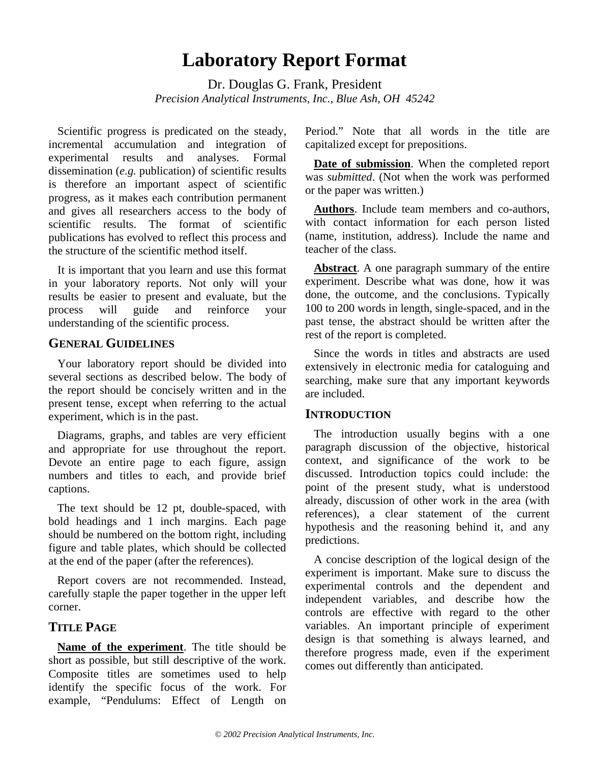# Laboratory Report Format

Dr. Douglas G. Frank, President

*Precision Analytical Instruments, Inc., Blue Ash, OH 45242*

Scientific progress is predicated on the steady, incremental accumulation and integration of experimental results and analyses. Formal dissemination (*e.g.* publication) of scientific results is therefore an important aspect of scientific progress, as it makes each contribution permanent and gives all researchers access to the body of scientific results. The format of scientific publications has evolved to reflect this process and the structure of the scientific method itself.

It is important that you learn and use this format in your laboratory reports. Not only will your results be easier to present and evaluate, but the process will guide and reinforce your understanding of the scientific process.

## General Guidelines

Your laboratory report should be divided into several sections as described below. The body of the report should be concisely written and in the present tense, except when referring to the actual experiment, which is in the past.

Diagrams, graphs, and tables are very efficient and appropriate for use throughout the report. Devote an entire page to each figure, assign numbers and titles to each, and provide brief captions.

The text should be 12 pt, double-spaced, with bold headings and 1 inch margins. Each page should be numbered on the bottom right, including figure and table plates, which should be collected at the end of the paper (after the references).

Report covers are not recommended. Instead, carefully staple the paper together in the upper left corner.

## Title Page

**Name of the experiment**. The title should be short as possible, but still descriptive of the work. Composite titles are sometimes used to help identify the specific focus of the work. For example, "Pendulums: Effect of Length on Period." Note that all words in the title are capitalized except for prepositions.

**Date of submission**. When the completed report was *submitted*. (Not when the work was performed or the paper was written.)

**Authors**. Include team members and co-authors, with contact information for each person listed (name, institution, address). Include the name and teacher of the class.

**Abstract**. A one paragraph summary of the entire experiment. Describe what was done, how it was done, the outcome, and the conclusions. Typically 100 to 200 words in length, single-spaced, and in the past tense, the abstract should be written after the rest of the report is completed.

Since the words in titles and abstracts are used extensively in electronic media for cataloguing and searching, make sure that any important keywords are included.

## Introduction

The introduction usually begins with a one paragraph discussion of the objective, historical context, and significance of the work to be discussed. Introduction topics could include: the point of the present study, what is understood already, discussion of other work in the area (with references), a clear statement of the current hypothesis and the reasoning behind it, and any predictions.

A concise description of the logical design of the experiment is important. Make sure to discuss the experimental controls and the dependent and independent variables, and describe how the controls are effective with regard to the other variables. An important principle of experiment design is that something is always learned, and therefore progress made, even if the experiment comes out differently than anticipated.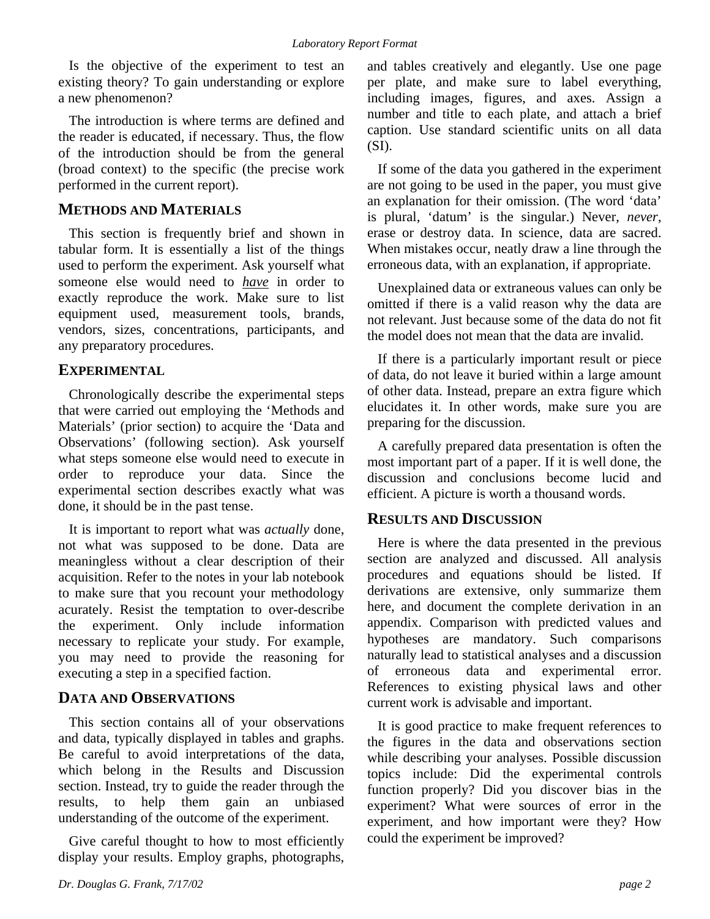Is the objective of the experiment to test an existing theory? To gain understanding or explore a new phenomenon?

The introduction is where terms are defined and the reader is educated, if necessary. Thus, the flow of the introduction should be from the general (broad context) to the specific (the precise work performed in the current report).

## METHODS AND MATERIALS

This section is frequently brief and shown in tabular form. It is essentially a list of the things used to perform the experiment. Ask yourself what someone else would need to ***have*** in order to exactly reproduce the work. Make sure to list equipment used, measurement tools, brands, vendors, sizes, concentrations, participants, and any preparatory procedures.

## EXPERIMENTAL

Chronologically describe the experimental steps that were carried out employing the 'Methods and Materials' (prior section) to acquire the 'Data and Observations' (following section). Ask yourself what steps someone else would need to execute in order to reproduce your data. Since the experimental section describes exactly what was done, it should be in the past tense.

It is important to report what was *actually* done, not what was supposed to be done. Data are meaningless without a clear description of their acquisition. Refer to the notes in your lab notebook to make sure that you recount your methodology acurately. Resist the temptation to over-describe the experiment. Only include information necessary to replicate your study. For example, you may need to provide the reasoning for executing a step in a specified faction.

## DATA AND OBSERVATIONS

This section contains all of your observations and data, typically displayed in tables and graphs. Be careful to avoid interpretations of the data, which belong in the Results and Discussion section. Instead, try to guide the reader through the results, to help them gain an unbiased understanding of the outcome of the experiment.

Give careful thought to how to most efficiently display your results. Employ graphs, photographs, and tables creatively and elegantly. Use one page per plate, and make sure to label everything, including images, figures, and axes. Assign a number and title to each plate, and attach a brief caption. Use standard scientific units on all data (SI).

If some of the data you gathered in the experiment are not going to be used in the paper, you must give an explanation for their omission. (The word 'data' is plural, 'datum' is the singular.) Never, *never*, erase or destroy data. In science, data are sacred. When mistakes occur, neatly draw a line through the erroneous data, with an explanation, if appropriate.

Unexplained data or extraneous values can only be omitted if there is a valid reason why the data are not relevant. Just because some of the data do not fit the model does not mean that the data are invalid.

If there is a particularly important result or piece of data, do not leave it buried within a large amount of other data. Instead, prepare an extra figure which elucidates it. In other words, make sure you are preparing for the discussion.

A carefully prepared data presentation is often the most important part of a paper. If it is well done, the discussion and conclusions become lucid and efficient. A picture is worth a thousand words.

## RESULTS AND DISCUSSION

Here is where the data presented in the previous section are analyzed and discussed. All analysis procedures and equations should be listed. If derivations are extensive, only summarize them here, and document the complete derivation in an appendix. Comparison with predicted values and hypotheses are mandatory. Such comparisons naturally lead to statistical analyses and a discussion of erroneous data and experimental error. References to existing physical laws and other current work is advisable and important.

It is good practice to make frequent references to the figures in the data and observations section while describing your analyses. Possible discussion topics include: Did the experimental controls function properly? Did you discover bias in the experiment? What were sources of error in the experiment, and how important were they? How could the experiment be improved?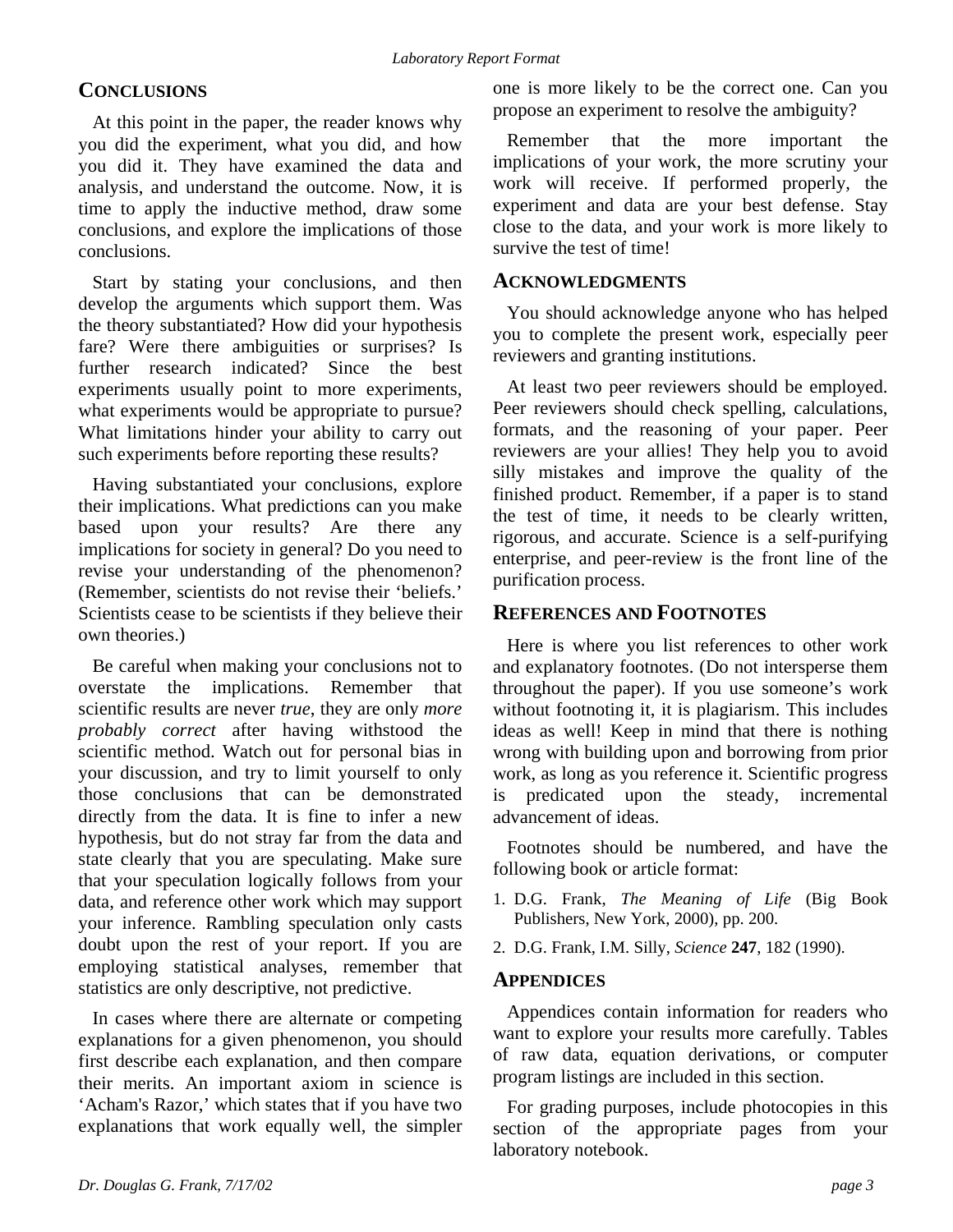## CONCLUSIONS

At this point in the paper, the reader knows why you did the experiment, what you did, and how you did it. They have examined the data and analysis, and understand the outcome. Now, it is time to apply the inductive method, draw some conclusions, and explore the implications of those conclusions.

Start by stating your conclusions, and then develop the arguments which support them. Was the theory substantiated? How did your hypothesis fare? Were there ambiguities or surprises? Is further research indicated? Since the best experiments usually point to more experiments, what experiments would be appropriate to pursue? What limitations hinder your ability to carry out such experiments before reporting these results?

Having substantiated your conclusions, explore their implications. What predictions can you make based upon your results? Are there any implications for society in general? Do you need to revise your understanding of the phenomenon? (Remember, scientists do not revise their 'beliefs.' Scientists cease to be scientists if they believe their own theories.)

Be careful when making your conclusions not to overstate the implications. Remember that scientific results are never *true*, they are only *more probably correct* after having withstood the scientific method. Watch out for personal bias in your discussion, and try to limit yourself to only those conclusions that can be demonstrated directly from the data. It is fine to infer a new hypothesis, but do not stray far from the data and state clearly that you are speculating. Make sure that your speculation logically follows from your data, and reference other work which may support your inference. Rambling speculation only casts doubt upon the rest of your report. If you are employing statistical analyses, remember that statistics are only descriptive, not predictive.

In cases where there are alternate or competing explanations for a given phenomenon, you should first describe each explanation, and then compare their merits. An important axiom in science is 'Acham's Razor,' which states that if you have two explanations that work equally well, the simpler one is more likely to be the correct one. Can you propose an experiment to resolve the ambiguity?

Remember that the more important the implications of your work, the more scrutiny your work will receive. If performed properly, the experiment and data are your best defense. Stay close to the data, and your work is more likely to survive the test of time!

## ACKNOWLEDGMENTS

You should acknowledge anyone who has helped you to complete the present work, especially peer reviewers and granting institutions.

At least two peer reviewers should be employed. Peer reviewers should check spelling, calculations, formats, and the reasoning of your paper. Peer reviewers are your allies! They help you to avoid silly mistakes and improve the quality of the finished product. Remember, if a paper is to stand the test of time, it needs to be clearly written, rigorous, and accurate. Science is a self-purifying enterprise, and peer-review is the front line of the purification process.

## REFERENCES AND FOOTNOTES

Here is where you list references to other work and explanatory footnotes. (Do not intersperse them throughout the paper). If you use someone's work without footnoting it, it is plagiarism. This includes ideas as well! Keep in mind that there is nothing wrong with building upon and borrowing from prior work, as long as you reference it. Scientific progress is predicated upon the steady, incremental advancement of ideas.

Footnotes should be numbered, and have the following book or article format:

1. D.G. Frank, *The Meaning of Life* (Big Book Publishers, New York, 2000), pp. 200.
2. D.G. Frank, I.M. Silly, *Science* **247**, 182 (1990).

## APPENDICES

Appendices contain information for readers who want to explore your results more carefully. Tables of raw data, equation derivations, or computer program listings are included in this section.

For grading purposes, include photocopies in this section of the appropriate pages from your laboratory notebook.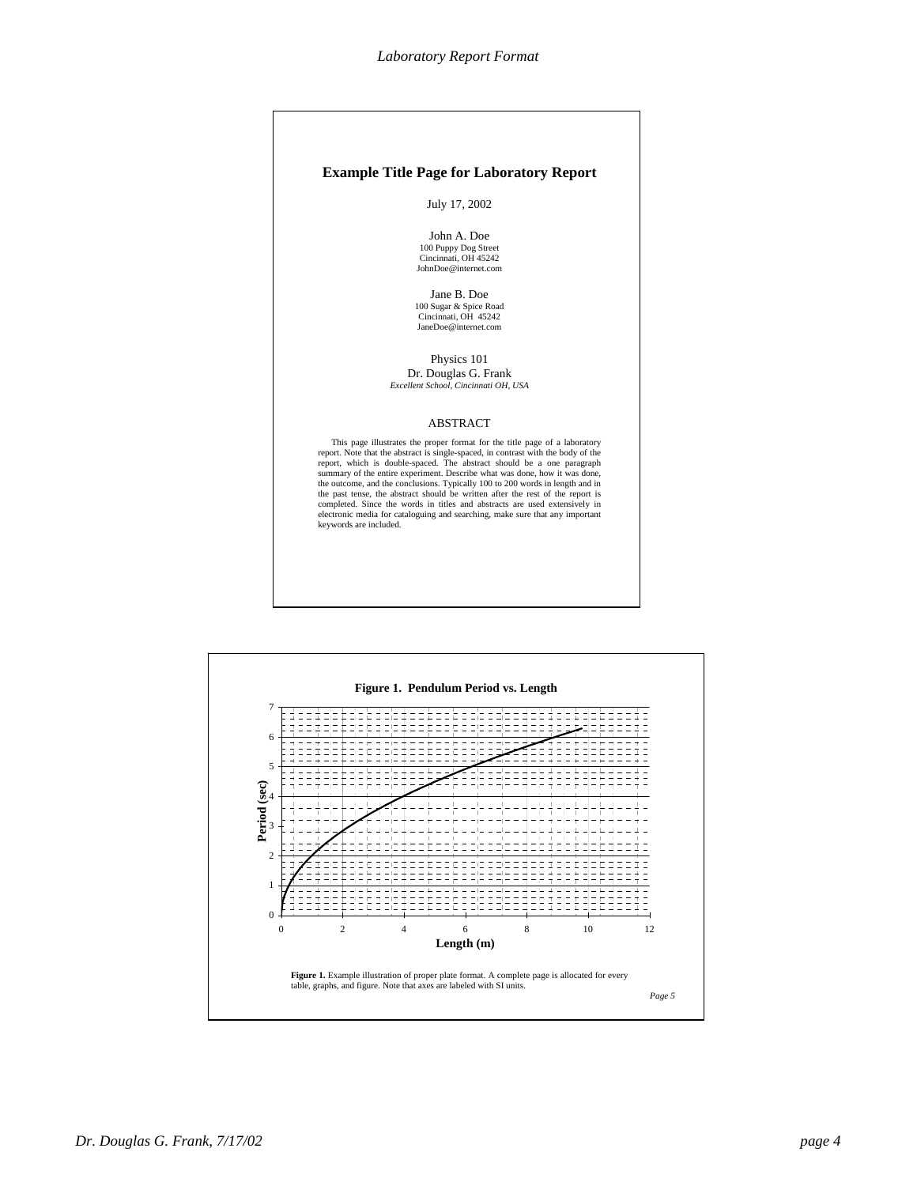## Example Title Page for Laboratory Report

July 17, 2002

John A. Doe
100 Puppy Dog Street
Cincinnati, OH 45242
JohnDoe@internet.com

Jane B. Doe
100 Sugar & Spice Road
Cincinnati, OH 45242
JaneDoe@internet.com

Physics 101
Dr. Douglas G. Frank
*Excellent School, Cincinnati OH, USA*

ABSTRACT

This page illustrates the proper format for the title page of a laboratory report. Note that the abstract is single-spaced, in contrast with the body of the report, which is double-spaced. The abstract should be a one paragraph summary of the entire experiment. Describe what was done, how it was done, the outcome, and the conclusions. Typically 100 to 200 words in length and in the past tense, the abstract should be written after the rest of the report is completed. Since the words in titles and abstracts are used extensively in electronic media for cataloguing and searching, make sure that any important keywords are included.

**Figure 1. Pendulum Period vs. Length**

Period (sec)

0
1
2
3
4
5
6
7

Length (m)

0
2
4
6
8
10
12

**Figure 1.** Example illustration of proper plate format. A complete page is allocated for every table, graphs, and figure. Note that axes are labeled with SI units.

*Page 5*